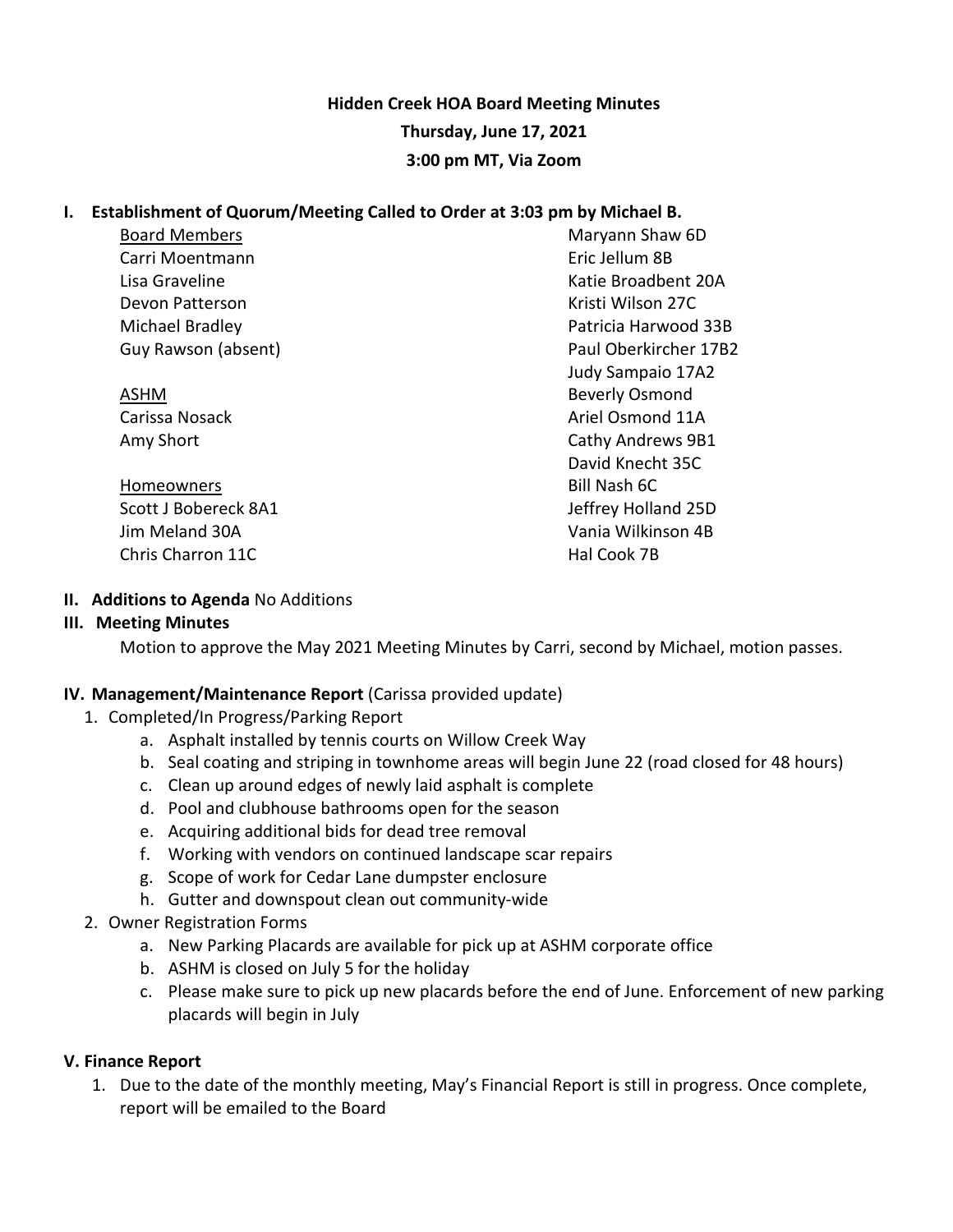**Hidden Creek HOA Board Meeting Minutes**

**Thursday, June 17, 2021**

**3:00 pm MT, Via Zoom**

## I. Establishment of Quorum/Meeting Called to Order at 3:03 pm by Michael B.

Board Members
Carri Moentmann
Lisa Graveline
Devon Patterson
Michael Bradley
Guy Rawson (absent)

ASHM
Carissa Nosack
Amy Short

Homeowners
Scott J Bobereck 8A1
Jim Meland 30A
Chris Charron 11C
Maryann Shaw 6D
Eric Jellum 8B
Katie Broadbent 20A
Kristi Wilson 27C
Patricia Harwood 33B
Paul Oberkircher 17B2
Judy Sampaio 17A2
Beverly Osmond
Ariel Osmond 11A
Cathy Andrews 9B1
David Knecht 35C
Bill Nash 6C
Jeffrey Holland 25D
Vania Wilkinson 4B
Hal Cook 7B

## II. Additions to Agenda No Additions

## III. Meeting Minutes

Motion to approve the May 2021 Meeting Minutes by Carri, second by Michael, motion passes.

## IV. Management/Maintenance Report (Carissa provided update)

1. Completed/In Progress/Parking Report
   a. Asphalt installed by tennis courts on Willow Creek Way
   b. Seal coating and striping in townhome areas will begin June 22 (road closed for 48 hours)
   c. Clean up around edges of newly laid asphalt is complete
   d. Pool and clubhouse bathrooms open for the season
   e. Acquiring additional bids for dead tree removal
   f. Working with vendors on continued landscape scar repairs
   g. Scope of work for Cedar Lane dumpster enclosure
   h. Gutter and downspout clean out community-wide
2. Owner Registration Forms
   a. New Parking Placards are available for pick up at ASHM corporate office
   b. ASHM is closed on July 5 for the holiday
   c. Please make sure to pick up new placards before the end of June. Enforcement of new parking placards will begin in July

## V. Finance Report

1. Due to the date of the monthly meeting, May's Financial Report is still in progress. Once complete, report will be emailed to the Board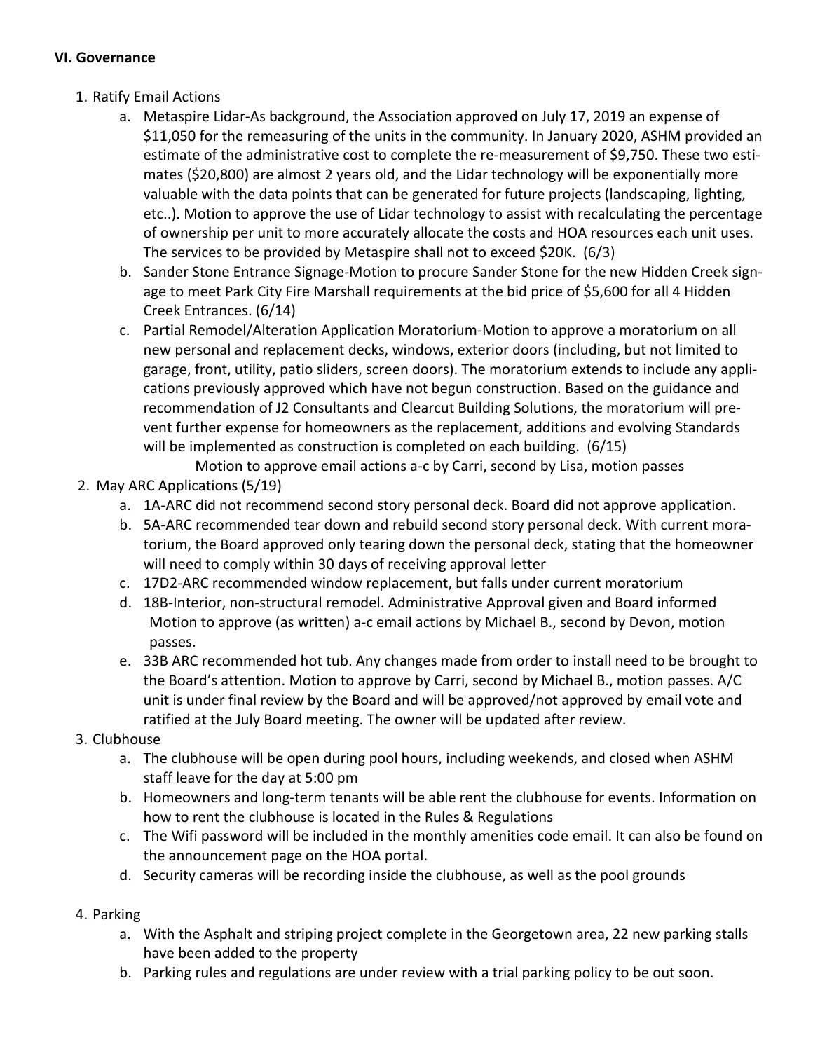**VI. Governance**

1. Ratify Email Actions
    a. Metaspire Lidar-As background, the Association approved on July 17, 2019 an expense of $11,050 for the remeasuring of the units in the community. In January 2020, ASHM provided an estimate of the administrative cost to complete the re-measurement of $9,750. These two estimates ($20,800) are almost 2 years old, and the Lidar technology will be exponentially more valuable with the data points that can be generated for future projects (landscaping, lighting, etc..). Motion to approve the use of Lidar technology to assist with recalculating the percentage of ownership per unit to more accurately allocate the costs and HOA resources each unit uses. The services to be provided by Metaspire shall not to exceed $20K. (6/3)
    b. Sander Stone Entrance Signage-Motion to procure Sander Stone for the new Hidden Creek signage to meet Park City Fire Marshall requirements at the bid price of $5,600 for all 4 Hidden Creek Entrances. (6/14)
    c. Partial Remodel/Alteration Application Moratorium-Motion to approve a moratorium on all new personal and replacement decks, windows, exterior doors (including, but not limited to garage, front, utility, patio sliders, screen doors). The moratorium extends to include any applications previously approved which have not begun construction. Based on the guidance and recommendation of J2 Consultants and Clearcut Building Solutions, the moratorium will prevent further expense for homeowners as the replacement, additions and evolving Standards will be implemented as construction is completed on each building. (6/15)

       Motion to approve email actions a-c by Carri, second by Lisa, motion passes
2. May ARC Applications (5/19)
    a. 1A-ARC did not recommend second story personal deck. Board did not approve application.
    b. 5A-ARC recommended tear down and rebuild second story personal deck. With current moratorium, the Board approved only tearing down the personal deck, stating that the homeowner will need to comply within 30 days of receiving approval letter
    c. 17D2-ARC recommended window replacement, but falls under current moratorium
    d. 18B-Interior, non-structural remodel. Administrative Approval given and Board informed
       Motion to approve (as written) a-c email actions by Michael B., second by Devon, motion passes.
    e. 33B ARC recommended hot tub. Any changes made from order to install need to be brought to the Board's attention. Motion to approve by Carri, second by Michael B., motion passes. A/C unit is under final review by the Board and will be approved/not approved by email vote and ratified at the July Board meeting. The owner will be updated after review.
3. Clubhouse
    a. The clubhouse will be open during pool hours, including weekends, and closed when ASHM staff leave for the day at 5:00 pm
    b. Homeowners and long-term tenants will be able rent the clubhouse for events. Information on how to rent the clubhouse is located in the Rules & Regulations
    c. The Wifi password will be included in the monthly amenities code email. It can also be found on the announcement page on the HOA portal.
    d. Security cameras will be recording inside the clubhouse, as well as the pool grounds
4. Parking
    a. With the Asphalt and striping project complete in the Georgetown area, 22 new parking stalls have been added to the property
    b. Parking rules and regulations are under review with a trial parking policy to be out soon.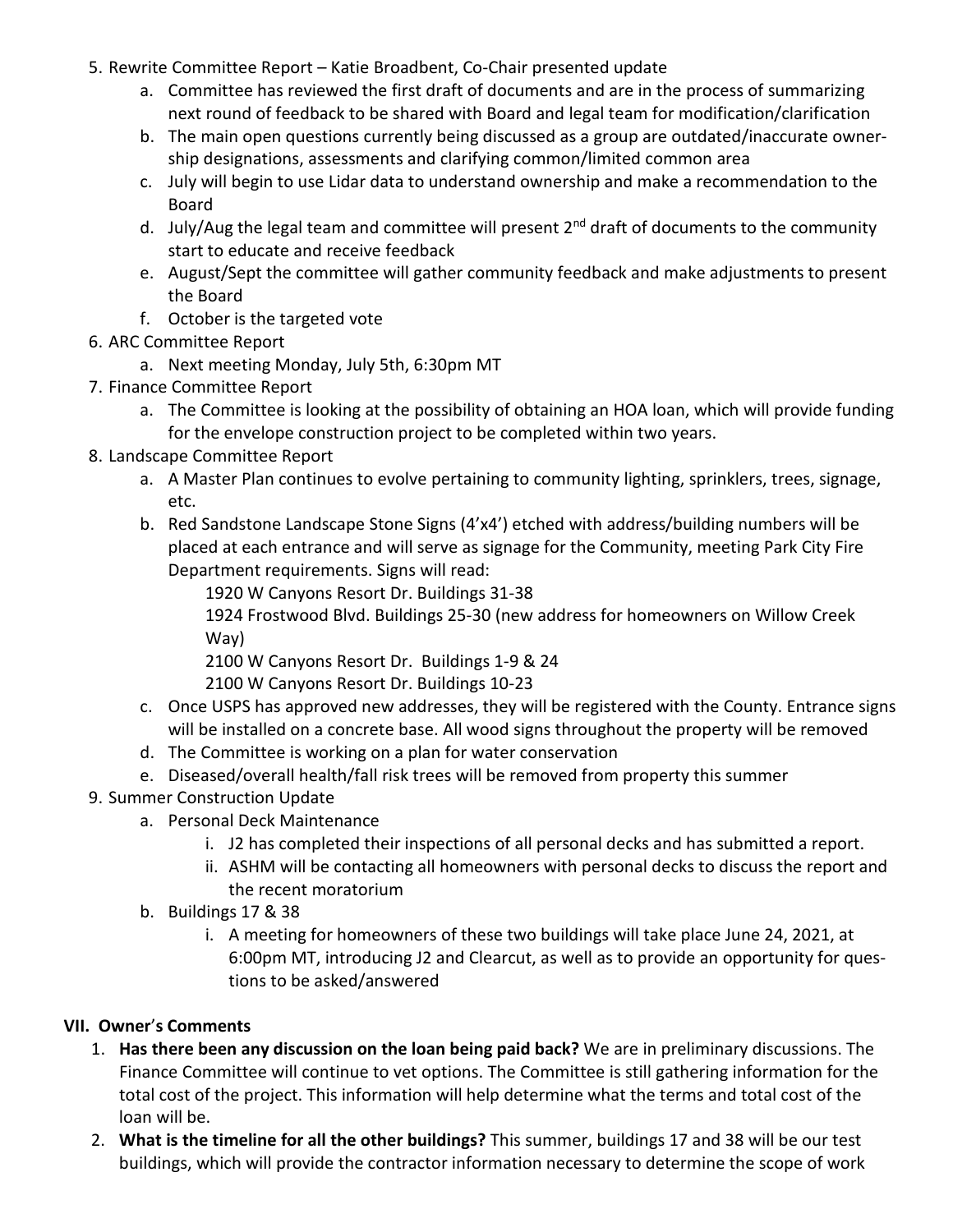5. Rewrite Committee Report – Katie Broadbent, Co-Chair presented update
    a. Committee has reviewed the first draft of documents and are in the process of summarizing next round of feedback to be shared with Board and legal team for modification/clarification
    b. The main open questions currently being discussed as a group are outdated/inaccurate ownership designations, assessments and clarifying common/limited common area
    c. July will begin to use Lidar data to understand ownership and make a recommendation to the Board
    d. July/Aug the legal team and committee will present 2nd draft of documents to the community start to educate and receive feedback
    e. August/Sept the committee will gather community feedback and make adjustments to present the Board
    f. October is the targeted vote
6. ARC Committee Report
    a. Next meeting Monday, July 5th, 6:30pm MT
7. Finance Committee Report
    a. The Committee is looking at the possibility of obtaining an HOA loan, which will provide funding for the envelope construction project to be completed within two years.
8. Landscape Committee Report
    a. A Master Plan continues to evolve pertaining to community lighting, sprinklers, trees, signage, etc.
    b. Red Sandstone Landscape Stone Signs (4'x4') etched with address/building numbers will be placed at each entrance and will serve as signage for the Community, meeting Park City Fire Department requirements. Signs will read:

        1920 W Canyons Resort Dr. Buildings 31-38

        1924 Frostwood Blvd. Buildings 25-30 (new address for homeowners on Willow Creek Way)

        2100 W Canyons Resort Dr. Buildings 1-9 & 24

        2100 W Canyons Resort Dr. Buildings 10-23

    c. Once USPS has approved new addresses, they will be registered with the County. Entrance signs will be installed on a concrete base. All wood signs throughout the property will be removed
    d. The Committee is working on a plan for water conservation
    e. Diseased/overall health/fall risk trees will be removed from property this summer
9. Summer Construction Update
    a. Personal Deck Maintenance
        i. J2 has completed their inspections of all personal decks and has submitted a report.
        ii. ASHM will be contacting all homeowners with personal decks to discuss the report and the recent moratorium
    b. Buildings 17 & 38
        i. A meeting for homeowners of these two buildings will take place June 24, 2021, at 6:00pm MT, introducing J2 and Clearcut, as well as to provide an opportunity for questions to be asked/answered

## VII. Owner's Comments

1. **Has there been any discussion on the loan being paid back?** We are in preliminary discussions. The Finance Committee will continue to vet options. The Committee is still gathering information for the total cost of the project. This information will help determine what the terms and total cost of the loan will be.
2. **What is the timeline for all the other buildings?** This summer, buildings 17 and 38 will be our test buildings, which will provide the contractor information necessary to determine the scope of work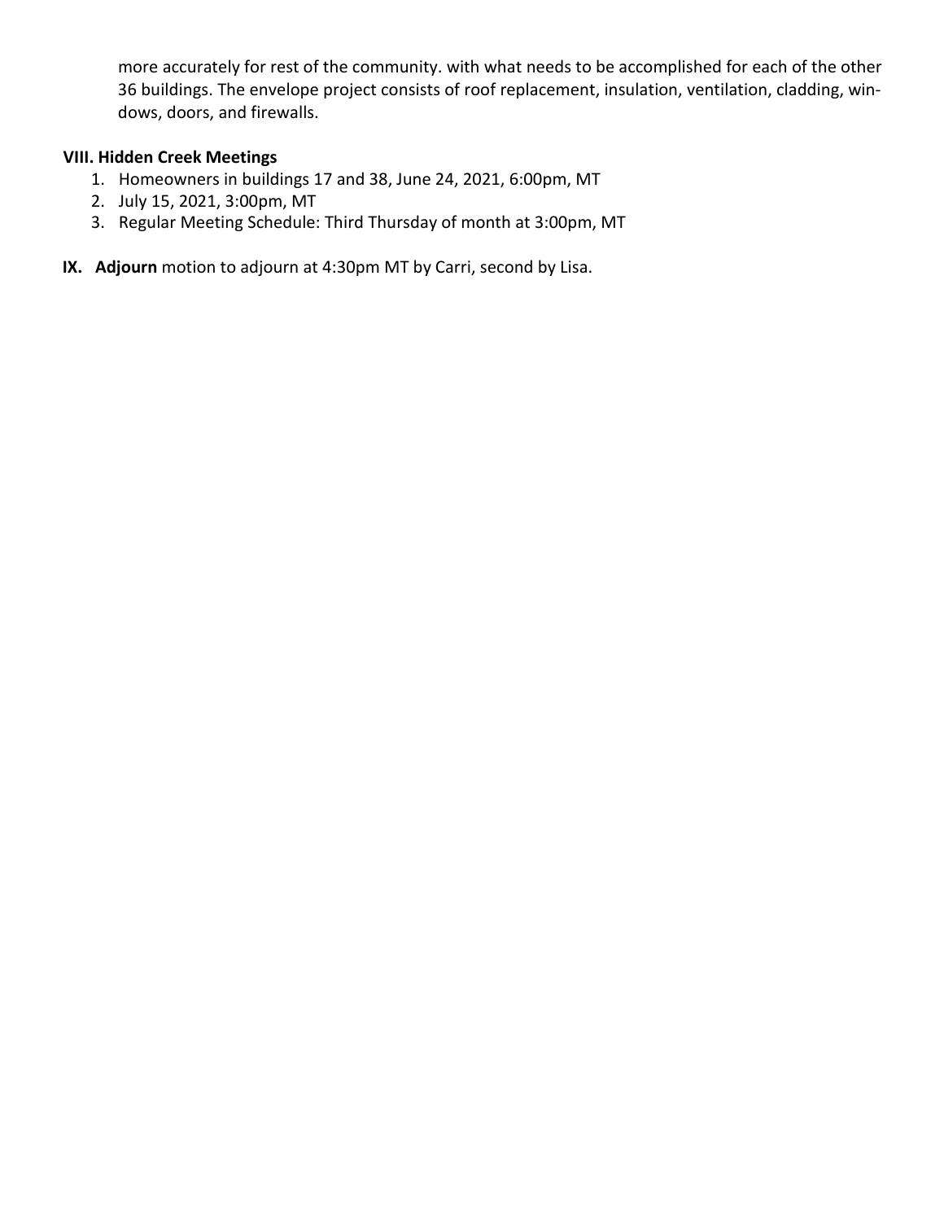more accurately for rest of the community. with what needs to be accomplished for each of the other 36 buildings. The envelope project consists of roof replacement, insulation, ventilation, cladding, windows, doors, and firewalls.

**VIII. Hidden Creek Meetings**

1. Homeowners in buildings 17 and 38, June 24, 2021, 6:00pm, MT
2. July 15, 2021, 3:00pm, MT
3. Regular Meeting Schedule: Third Thursday of month at 3:00pm, MT

**IX. Adjourn** motion to adjourn at 4:30pm MT by Carri, second by Lisa.